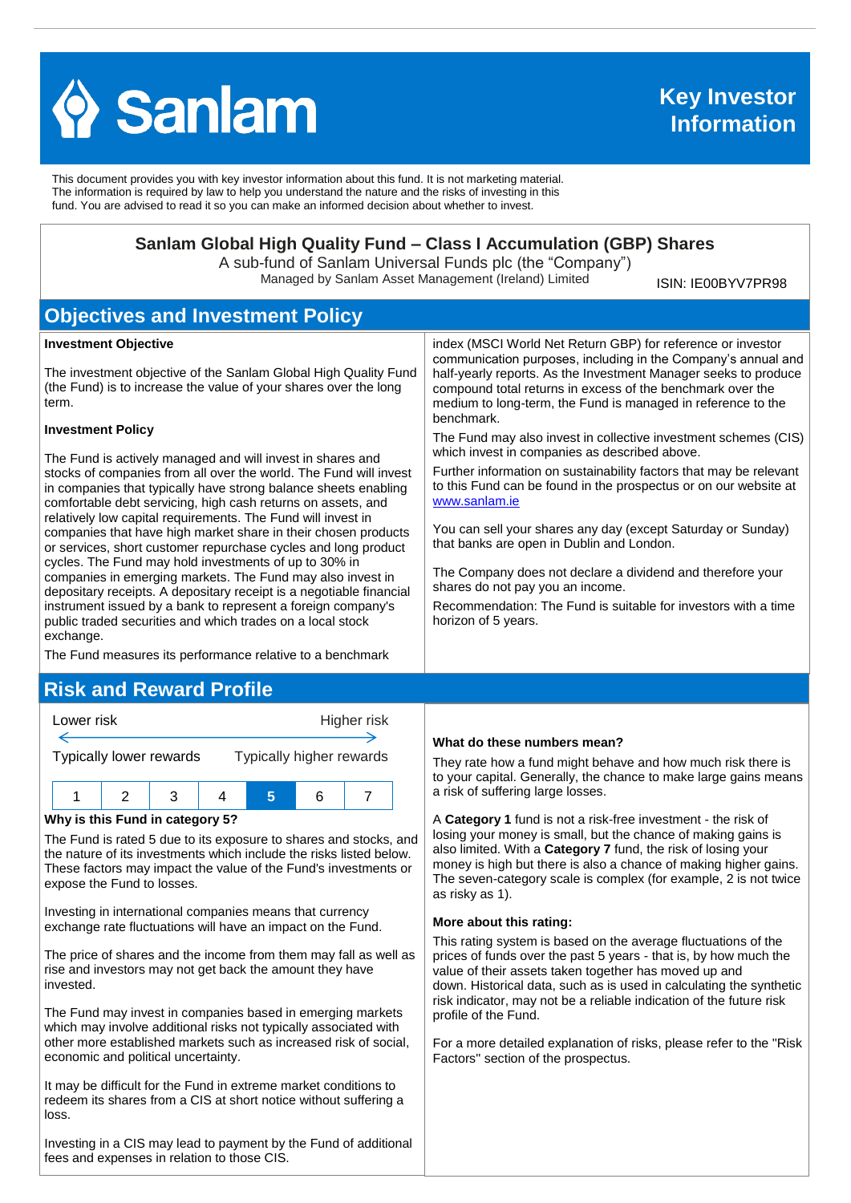# Sanlam

**Key Investor Information**

This document provides you with key investor information about this fund. It is not marketing material. The information is required by law to help you understand the nature and the risks of investing in this fund. You are advised to read it so you can make an informed decision about whether to invest.

## Sanlam Global High Quality Fund – Class I Accumulation (GBP) Shares

A sub-fund of Sanlam Universal Funds plc (the "Company")

Managed by Sanlam Asset Management (Ireland) Limited

ISIN: IE00BYV7PR98

## Objectives and Investment Policy

**Investment Objective**

The investment objective of the Sanlam Global High Quality Fund (the Fund) is to increase the value of your shares over the long term.

**Investment Policy**

The Fund is actively managed and will invest in shares and stocks of companies from all over the world. The Fund will invest in companies that typically have strong balance sheets enabling comfortable debt servicing, high cash returns on assets, and relatively low capital requirements. The Fund will invest in companies that have high market share in their chosen products or services, short customer repurchase cycles and long product cycles. The Fund may hold investments of up to 30% in companies in emerging markets. The Fund may also invest in depositary receipts. A depositary receipt is a negotiable financial instrument issued by a bank to represent a foreign company's public traded securities and which trades on a local stock exchange.

The Fund measures its performance relative to a benchmark index (MSCI World Net Return GBP) for reference or investor communication purposes, including in the Company's annual and half-yearly reports. As the Investment Manager seeks to produce compound total returns in excess of the benchmark over the medium to long-term, the Fund is managed in reference to the benchmark.

The Fund may also invest in collective investment schemes (CIS) which invest in companies as described above.

Further information on sustainability factors that may be relevant to this Fund can be found in the prospectus or on our website at www.sanlam.ie

You can sell your shares any day (except Saturday or Sunday) that banks are open in Dublin and London.

The Company does not declare a dividend and therefore your shares do not pay you an income.

Recommendation: The Fund is suitable for investors with a time horizon of 5 years.

## Risk and Reward Profile

| Lower risk | | | | | | Higher risk |
|---|---|---|---|---|---|---|
| Typically lower rewards | | | | | | Typically higher rewards |
| 1 | 2 | 3 | 4 | **5** | 6 | 7 |

**Why is this Fund in category 5?**

The Fund is rated 5 due to its exposure to shares and stocks, and the nature of its investments which include the risks listed below. These factors may impact the value of the Fund's investments or expose the Fund to losses.

Investing in international companies means that currency exchange rate fluctuations will have an impact on the Fund.

The price of shares and the income from them may fall as well as rise and investors may not get back the amount they have invested.

The Fund may invest in companies based in emerging markets which may involve additional risks not typically associated with other more established markets such as increased risk of social, economic and political uncertainty.

It may be difficult for the Fund in extreme market conditions to redeem its shares from a CIS at short notice without suffering a loss.

Investing in a CIS may lead to payment by the Fund of additional fees and expenses in relation to those CIS.

**What do these numbers mean?**

They rate how a fund might behave and how much risk there is to your capital. Generally, the chance to make large gains means a risk of suffering large losses.

A **Category 1** fund is not a risk-free investment - the risk of losing your money is small, but the chance of making gains is also limited. With a **Category 7** fund, the risk of losing your money is high but there is also a chance of making higher gains. The seven-category scale is complex (for example, 2 is not twice as risky as 1).

**More about this rating:**

This rating system is based on the average fluctuations of the prices of funds over the past 5 years - that is, by how much the value of their assets taken together has moved up and down. Historical data, such as is used in calculating the synthetic risk indicator, may not be a reliable indication of the future risk profile of the Fund.

For a more detailed explanation of risks, please refer to the "Risk Factors" section of the prospectus.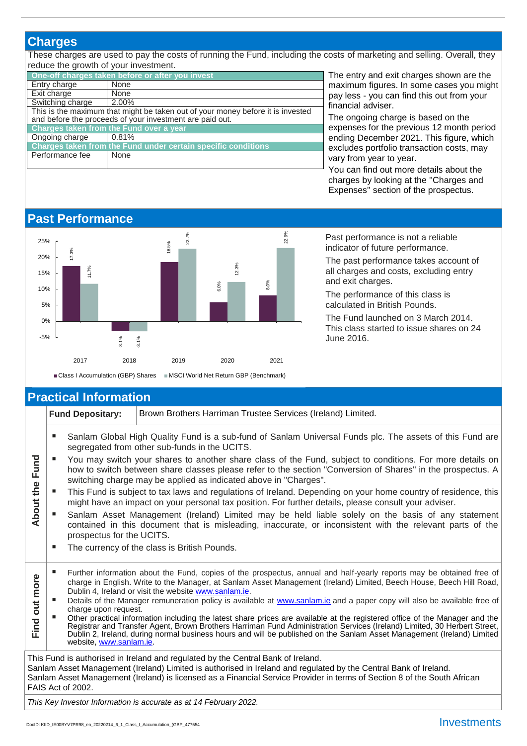## Charges

These charges are used to pay the costs of running the Fund, including the costs of marketing and selling. Overall, they reduce the growth of your investment.

| One-off charges taken before or after you invest | |
|---|---|
| Entry charge | None |
| Exit charge | None |
| Switching charge | 2.00% |
| This is the maximum that might be taken out of your money before it is invested and before the proceeds of your investment are paid out. | |
| **Charges taken from the Fund over a year** | |
| Ongoing charge | 0.81% |
| **Charges taken from the Fund under certain specific conditions** | |
| Performance fee | None |

The entry and exit charges shown are the maximum figures. In some cases you might pay less - you can find this out from your financial adviser.

The ongoing charge is based on the expenses for the previous 12 month period ending December 2021. This figure, which excludes portfolio transaction costs, may vary from year to year.

You can find out more details about the charges by looking at the "Charges and Expenses" section of the prospectus.

## Past Performance

25%
20%
15%
10%
5%
0%
-5%

17.3%
11.7%
-3.1%
-3.1%
18.5%
22.7%
6.0%
12.3%
8.0%
22.9%

2017
2018
2019
2020
2021

Class I Accumulation (GBP) Shares
MSCI World Net Return GBP (Benchmark)

Past performance is not a reliable indicator of future performance.

The past performance takes account of all charges and costs, excluding entry and exit charges.

The performance of this class is calculated in British Pounds.

The Fund launched on 3 March 2014. This class started to issue shares on 24 June 2016.

## Practical Information

**Fund Depositary:** Brown Brothers Harriman Trustee Services (Ireland) Limited.

### About the Fund

- Sanlam Global High Quality Fund is a sub-fund of Sanlam Universal Funds plc. The assets of this Fund are segregated from other sub-funds in the UCITS.
- You may switch your shares to another share class of the Fund, subject to conditions. For more details on how to switch between share classes please refer to the section "Conversion of Shares" in the prospectus. A switching charge may be applied as indicated above in "Charges".
- This Fund is subject to tax laws and regulations of Ireland. Depending on your home country of residence, this might have an impact on your personal tax position. For further details, please consult your adviser.
- Sanlam Asset Management (Ireland) Limited may be held liable solely on the basis of any statement contained in this document that is misleading, inaccurate, or inconsistent with the relevant parts of the prospectus for the UCITS.
- The currency of the class is British Pounds.

### Find out more

- Further information about the Fund, copies of the prospectus, annual and half-yearly reports may be obtained free of charge in English. Write to the Manager, at Sanlam Asset Management (Ireland) Limited, Beech House, Beech Hill Road, Dublin 4, Ireland or visit the website www.sanlam.ie.
- Details of the Manager remuneration policy is available at www.sanlam.ie and a paper copy will also be available free of charge upon request.
- Other practical information including the latest share prices are available at the registered office of the Manager and the Registrar and Transfer Agent, Brown Brothers Harriman Fund Administration Services (Ireland) Limited, 30 Herbert Street, Dublin 2, Ireland, during normal business hours and will be published on the Sanlam Asset Management (Ireland) Limited website, www.sanlam.ie.

This Fund is authorised in Ireland and regulated by the Central Bank of Ireland.
Sanlam Asset Management (Ireland) Limited is authorised in Ireland and regulated by the Central Bank of Ireland.
Sanlam Asset Management (Ireland) is licensed as a Financial Service Provider in terms of Section 8 of the South African FAIS Act of 2002.

*This Key Investor Information is accurate as at 14 February 2022.*

DocID: KIID_IE00BYV7PR98_en_20220214_6_1_Class_I_Accumulation_(GBP_477554

Investments